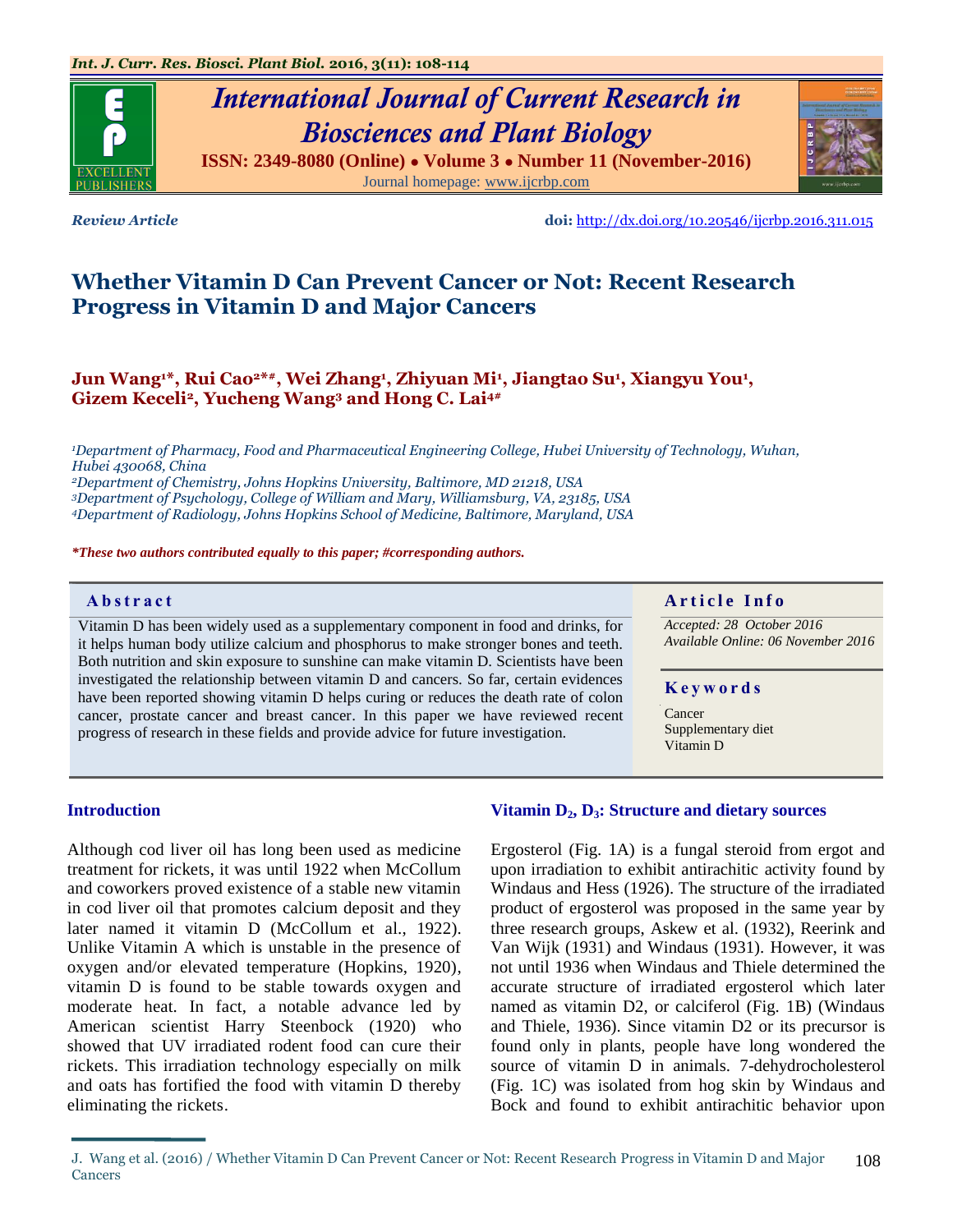*Review Article*

**doi:** http://dx.doi.org/10.20546/ijcrbp.2016.311.015

# Whether Vitamin D Can Prevent Cancer or Not: Recent Research Progress in Vitamin D and Major Cancers

**Jun Wang[1]*, Rui Cao[2]*#, Wei Zhang[1], Zhiyuan Mi[1], Jiangtao Su[1], Xiangyu You[1], Gizem Keceli[2], Yucheng Wang[3] and Hong C. Lai[4]#**

*[1]Department of Pharmacy, Food and Pharmaceutical Engineering College, Hubei University of Technology, Wuhan, Hubei 430068, China*
*[2]Department of Chemistry, Johns Hopkins University, Baltimore, MD 21218, USA*
*[3]Department of Psychology, College of William and Mary, Williamsburg, VA, 23185, USA*
*[4]Department of Radiology, Johns Hopkins School of Medicine, Baltimore, Maryland, USA*

***These two authors contributed equally to this paper; #corresponding authors.***

## Abstract

Vitamin D has been widely used as a supplementary component in food and drinks, for it helps human body utilize calcium and phosphorus to make stronger bones and teeth. Both nutrition and skin exposure to sunshine can make vitamin D. Scientists have been investigated the relationship between vitamin D and cancers. So far, certain evidences have been reported showing vitamin D helps curing or reduces the death rate of colon cancer, prostate cancer and breast cancer. In this paper we have reviewed recent progress of research in these fields and provide advice for future investigation.

## Article Info

*Accepted: 28 October 2016*
*Available Online: 06 November 2016*

## Keywords

Cancer
Supplementary diet
Vitamin D

## Introduction

Although cod liver oil has long been used as medicine treatment for rickets, it was until 1922 when McCollum and coworkers proved existence of a stable new vitamin in cod liver oil that promotes calcium deposit and they later named it vitamin D (McCollum et al., 1922). Unlike Vitamin A which is unstable in the presence of oxygen and/or elevated temperature (Hopkins, 1920), vitamin D is found to be stable towards oxygen and moderate heat. In fact, a notable advance led by American scientist Harry Steenbock (1920) who showed that UV irradiated rodent food can cure their rickets. This irradiation technology especially on milk and oats has fortified the food with vitamin D thereby eliminating the rickets.

## Vitamin $D_2$, $D_3$: Structure and dietary sources

Ergosterol (Fig. 1A) is a fungal steroid from ergot and upon irradiation to exhibit antirachitic activity found by Windaus and Hess (1926). The structure of the irradiated product of ergosterol was proposed in the same year by three research groups, Askew et al. (1932), Reerink and Van Wijk (1931) and Windaus (1931). However, it was not until 1936 when Windaus and Thiele determined the accurate structure of irradiated ergosterol which later named as vitamin D2, or calciferol (Fig. 1B) (Windaus and Thiele, 1936). Since vitamin D2 or its precursor is found only in plants, people have long wondered the source of vitamin D in animals. 7-dehydrocholesterol (Fig. 1C) was isolated from hog skin by Windaus and Bock and found to exhibit antirachitic behavior upon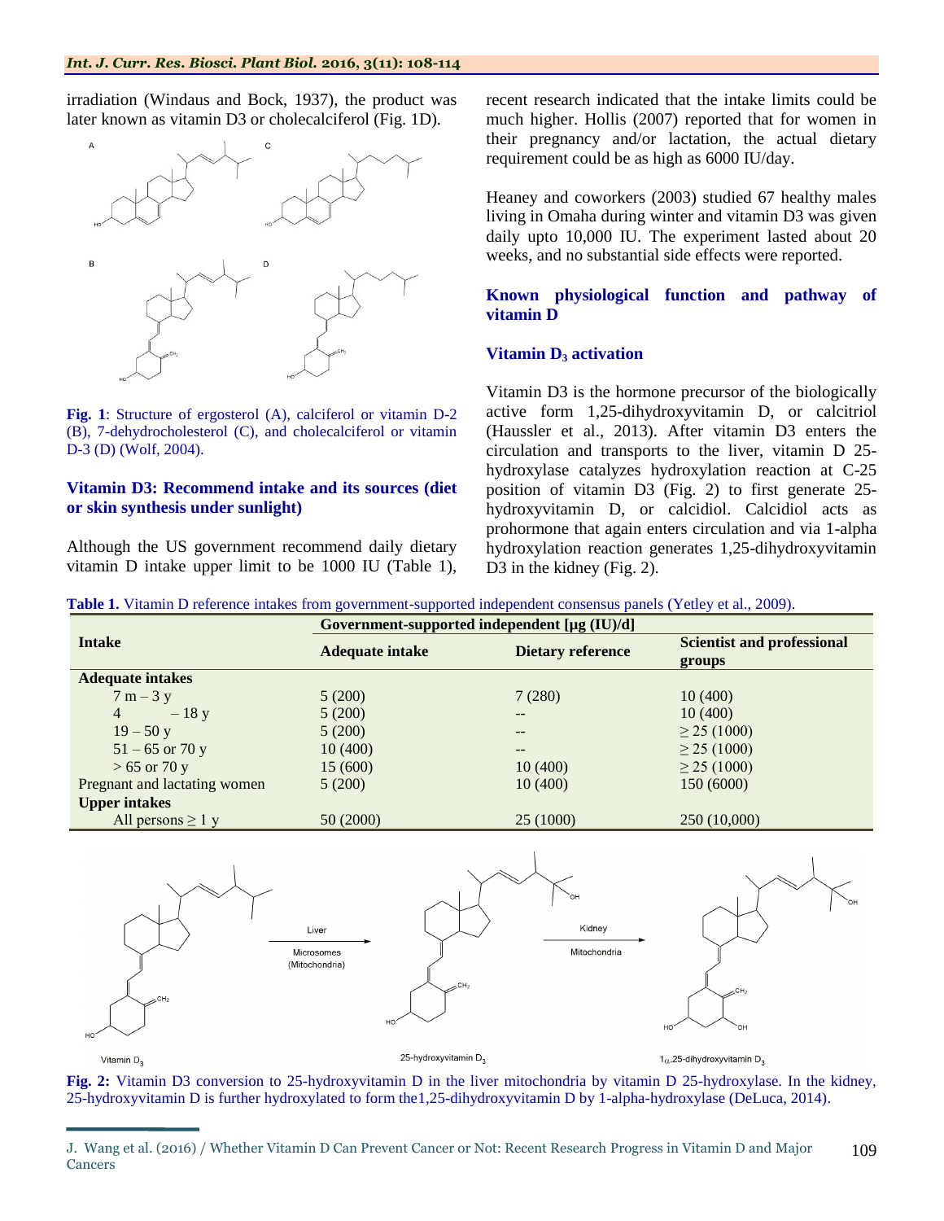irradiation (Windaus and Bock, 1937), the product was later known as vitamin D3 or cholecalciferol (Fig. 1D).

**Fig. 1**: Structure of ergosterol (A), calciferol or vitamin D-2 (B), 7-dehydrocholesterol (C), and cholecalciferol or vitamin D-3 (D) (Wolf, 2004).

### Vitamin D3: Recommend intake and its sources (diet or skin synthesis under sunlight)

Although the US government recommend daily dietary vitamin D intake upper limit to be 1000 IU (Table 1), recent research indicated that the intake limits could be much higher. Hollis (2007) reported that for women in their pregnancy and/or lactation, the actual dietary requirement could be as high as 6000 IU/day.

Heaney and coworkers (2003) studied 67 healthy males living in Omaha during winter and vitamin D3 was given daily upto 10,000 IU. The experiment lasted about 20 weeks, and no substantial side effects were reported.

## Known physiological function and pathway of vitamin D

### Vitamin $D_3$ activation

Vitamin D3 is the hormone precursor of the biologically active form 1,25-dihydroxyvitamin D, or calcitriol (Haussler et al., 2013). After vitamin D3 enters the circulation and transports to the liver, vitamin D 25-hydroxylase catalyzes hydroxylation reaction at C-25 position of vitamin D3 (Fig. 2) to first generate 25-hydroxyvitamin D, or calcidiol. Calcidiol acts as prohormone that again enters circulation and via 1-alpha hydroxylation reaction generates 1,25-dihydroxyvitamin D3 in the kidney (Fig. 2).

**Table 1.** Vitamin D reference intakes from government-supported independent consensus panels (Yetley et al., 2009).

| Intake | Government-supported independent [µg (IU)/d] | | |
|---|---|---|---|
| | Adequate intake | Dietary reference | Scientist and professional groups |
| **Adequate intakes** | | | |
| 7 m – 3 y | 5 (200) | 7 (280) | 10 (400) |
| 4 – 18 y | 5 (200) | -- | 10 (400) |
| 19 – 50 y | 5 (200) | -- | ≥ 25 (1000) |
| 51 – 65 or 70 y | 10 (400) | -- | ≥ 25 (1000) |
| > 65 or 70 y | 15 (600) | 10 (400) | ≥ 25 (1000) |
| Pregnant and lactating women | 5 (200) | 10 (400) | 150 (6000) |
| **Upper intakes** | | | |
| All persons ≥ 1 y | 50 (2000) | 25 (1000) | 250 (10,000) |

**Fig. 2:** Vitamin D3 conversion to 25-hydroxyvitamin D in the liver mitochondria by vitamin D 25-hydroxylase. In the kidney, 25-hydroxyvitamin D is further hydroxylated to form the1,25-dihydroxyvitamin D by 1-alpha-hydroxylase (DeLuca, 2014).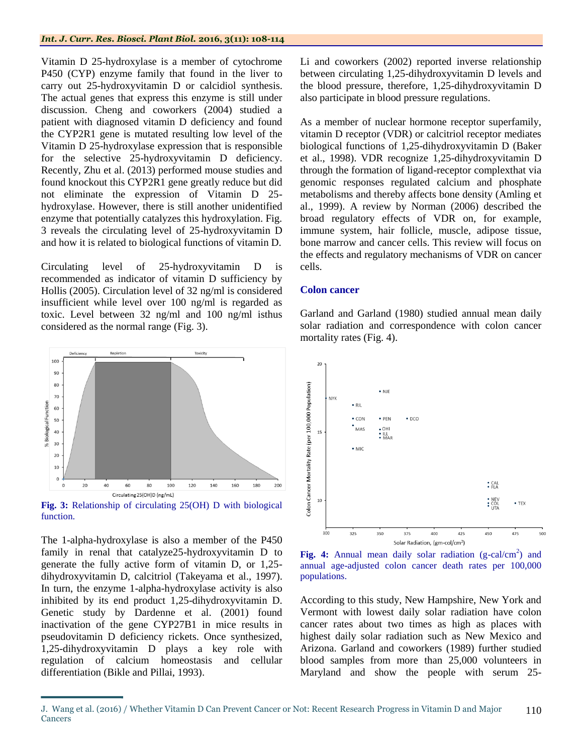Vitamin D 25-hydroxylase is a member of cytochrome P450 (CYP) enzyme family that found in the liver to carry out 25-hydroxyvitamin D or calcidiol synthesis. The actual genes that express this enzyme is still under discussion. Cheng and coworkers (2004) studied a patient with diagnosed vitamin D deficiency and found the CYP2R1 gene is mutated resulting low level of the Vitamin D 25-hydroxylase expression that is responsible for the selective 25-hydroxyvitamin D deficiency. Recently, Zhu et al. (2013) performed mouse studies and found knockout this CYP2R1 gene greatly reduce but did not eliminate the expression of Vitamin D 25-hydroxylase. However, there is still another unidentified enzyme that potentially catalyzes this hydroxylation. Fig. 3 reveals the circulating level of 25-hydroxyvitamin D and how it is related to biological functions of vitamin D.

Circulating level of 25-hydroxyvitamin D is recommended as indicator of vitamin D sufficiency by Hollis (2005). Circulation level of 32 ng/ml is considered insufficient while level over 100 ng/ml is regarded as toxic. Level between 32 ng/ml and 100 ng/ml isthus considered as the normal range (Fig. 3).

**Fig. 3:** Relationship of circulating 25(OH) D with biological function.

The 1-alpha-hydroxylase is also a member of the P450 family in renal that catalyze25-hydroxyvitamin D to generate the fully active form of vitamin D, or 1,25-dihydroxyvitamin D, calcitriol (Takeyama et al., 1997). In turn, the enzyme 1-alpha-hydroxylase activity is also inhibited by its end product 1,25-dihydroxyvitamin D. Genetic study by Dardenne et al. (2001) found inactivation of the gene CYP27B1 in mice results in pseudovitamin D deficiency rickets. Once synthesized, 1,25-dihydroxyvitamin D plays a key role with regulation of calcium homeostasis and cellular differentiation (Bikle and Pillai, 1993).

Li and coworkers (2002) reported inverse relationship between circulating 1,25-dihydroxyvitamin D levels and the blood pressure, therefore, 1,25-dihydroxyvitamin D also participate in blood pressure regulations.

As a member of nuclear hormone receptor superfamily, vitamin D receptor (VDR) or calcitriol receptor mediates biological functions of 1,25-dihydroxyvitamin D (Baker et al., 1998). VDR recognize 1,25-dihydroxyvitamin D through the formation of ligand-receptor complexthat via genomic responses regulated calcium and phosphate metabolisms and thereby affects bone density (Amling et al., 1999). A review by Norman (2006) described the broad regulatory effects of VDR on, for example, immune system, hair follicle, muscle, adipose tissue, bone marrow and cancer cells. This review will focus on the effects and regulatory mechanisms of VDR on cancer cells.

## Colon cancer

Garland and Garland (1980) studied annual mean daily solar radiation and correspondence with colon cancer mortality rates (Fig. 4).

**Fig. 4:** Annual mean daily solar radiation (g-cal/cm$^2$) and annual age-adjusted colon cancer death rates per 100,000 populations.

According to this study, New Hampshire, New York and Vermont with lowest daily solar radiation have colon cancer rates about two times as high as places with highest daily solar radiation such as New Mexico and Arizona. Garland and coworkers (1989) further studied blood samples from more than 25,000 volunteers in Maryland and show the people with serum 25-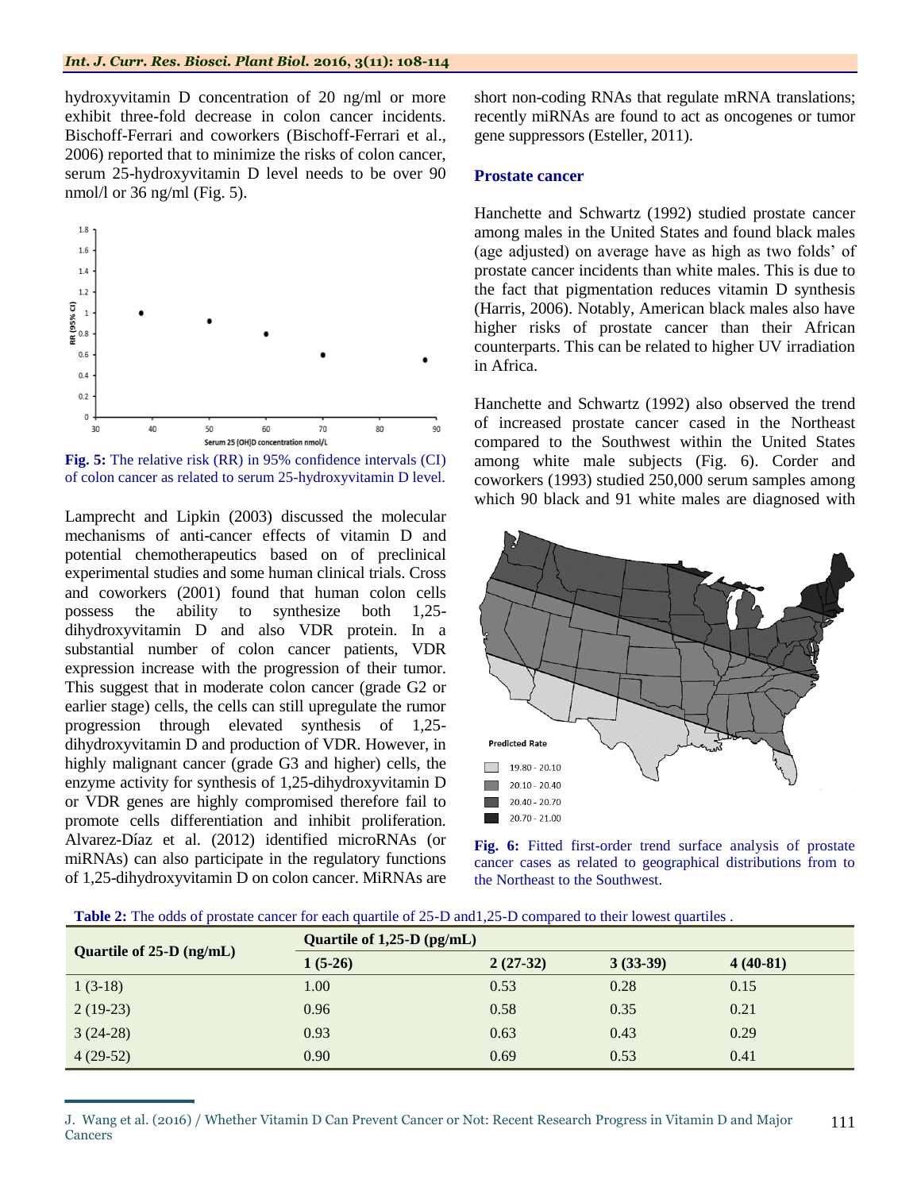hydroxyvitamin D concentration of 20 ng/ml or more exhibit three-fold decrease in colon cancer incidents. Bischoff-Ferrari and coworkers (Bischoff-Ferrari et al., 2006) reported that to minimize the risks of colon cancer, serum 25-hydroxyvitamin D level needs to be over 90 nmol/l or 36 ng/ml (Fig. 5).

**Fig. 5:** The relative risk (RR) in 95% confidence intervals (CI) of colon cancer as related to serum 25-hydroxyvitamin D level.

Lamprecht and Lipkin (2003) discussed the molecular mechanisms of anti-cancer effects of vitamin D and potential chemotherapeutics based on of preclinical experimental studies and some human clinical trials. Cross and coworkers (2001) found that human colon cells possess the ability to synthesize both 1,25-dihydroxyvitamin D and also VDR protein. In a substantial number of colon cancer patients, VDR expression increase with the progression of their tumor. This suggest that in moderate colon cancer (grade G2 or earlier stage) cells, the cells can still upregulate the rumor progression through elevated synthesis of 1,25-dihydroxyvitamin D and production of VDR. However, in highly malignant cancer (grade G3 and higher) cells, the enzyme activity for synthesis of 1,25-dihydroxyvitamin D or VDR genes are highly compromised therefore fail to promote cells differentiation and inhibit proliferation. Alvarez-Díaz et al. (2012) identified microRNAs (or miRNAs) can also participate in the regulatory functions of 1,25-dihydroxyvitamin D on colon cancer. MiRNAs are short non-coding RNAs that regulate mRNA translations; recently miRNAs are found to act as oncogenes or tumor gene suppressors (Esteller, 2011).

## Prostate cancer

Hanchette and Schwartz (1992) studied prostate cancer among males in the United States and found black males (age adjusted) on average have as high as two folds' of prostate cancer incidents than white males. This is due to the fact that pigmentation reduces vitamin D synthesis (Harris, 2006). Notably, American black males also have higher risks of prostate cancer than their African counterparts. This can be related to higher UV irradiation in Africa.

Hanchette and Schwartz (1992) also observed the trend of increased prostate cancer cased in the Northeast compared to the Southwest within the United States among white male subjects (Fig. 6). Corder and coworkers (1993) studied 250,000 serum samples among which 90 black and 91 white males are diagnosed with

**Fig. 6:** Fitted first-order trend surface analysis of prostate cancer cases as related to geographical distributions from to the Northeast to the Southwest.

**Table 2:** The odds of prostate cancer for each quartile of 25-D and1,25-D compared to their lowest quartiles .

| Quartile of 25-D (ng/mL) | Quartile of 1,25-D (pg/mL) | | | |
|---|---|---|---|---|
| | 1 (5-26) | 2 (27-32) | 3 (33-39) | 4 (40-81) |
| 1 (3-18) | 1.00 | 0.53 | 0.28 | 0.15 |
| 2 (19-23) | 0.96 | 0.58 | 0.35 | 0.21 |
| 3 (24-28) | 0.93 | 0.63 | 0.43 | 0.29 |
| 4 (29-52) | 0.90 | 0.69 | 0.53 | 0.41 |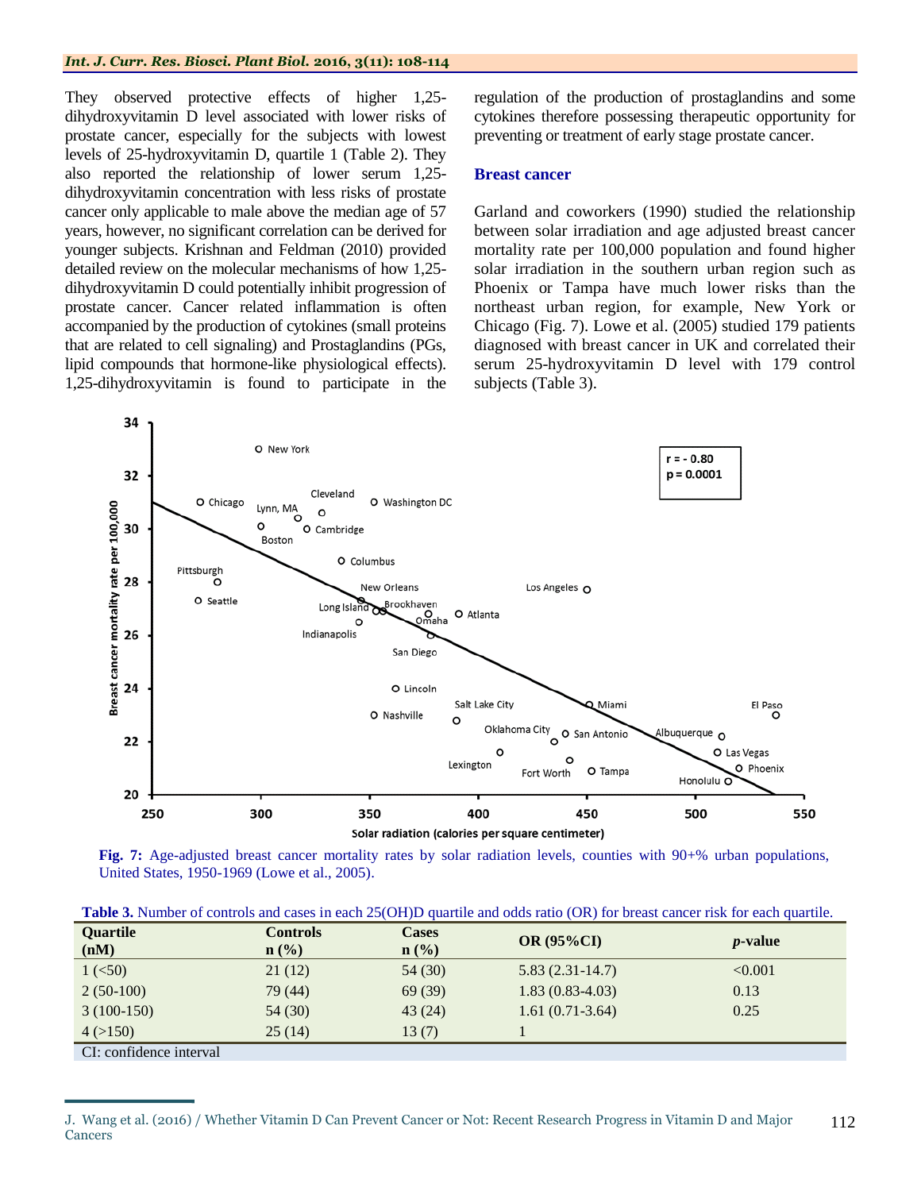They observed protective effects of higher 1,25-dihydroxyvitamin D level associated with lower risks of prostate cancer, especially for the subjects with lowest levels of 25-hydroxyvitamin D, quartile 1 (Table 2). They also reported the relationship of lower serum 1,25-dihydroxyvitamin concentration with less risks of prostate cancer only applicable to male above the median age of 57 years, however, no significant correlation can be derived for younger subjects. Krishnan and Feldman (2010) provided detailed review on the molecular mechanisms of how 1,25-dihydroxyvitamin D could potentially inhibit progression of prostate cancer. Cancer related inflammation is often accompanied by the production of cytokines (small proteins that are related to cell signaling) and Prostaglandins (PGs, lipid compounds that hormone-like physiological effects). 1,25-dihydroxyvitamin is found to participate in the regulation of the production of prostaglandins and some cytokines therefore possessing therapeutic opportunity for preventing or treatment of early stage prostate cancer.

## Breast cancer

Garland and coworkers (1990) studied the relationship between solar irradiation and age adjusted breast cancer mortality rate per 100,000 population and found higher solar irradiation in the southern urban region such as Phoenix or Tampa have much lower risks than the northeast urban region, for example, New York or Chicago (Fig. 7). Lowe et al. (2005) studied 179 patients diagnosed with breast cancer in UK and correlated their serum 25-hydroxyvitamin D level with 179 control subjects (Table 3).

**Fig. 7:** Age-adjusted breast cancer mortality rates by solar radiation levels, counties with 90+% urban populations, United States, 1950-1969 (Lowe et al., 2005).

**Table 3.** Number of controls and cases in each 25(OH)D quartile and odds ratio (OR) for breast cancer risk for each quartile.

| Quartile (nM) | Controls n (%) | Cases n (%) | OR (95%CI) | *p*-value |
|---|---|---|---|---|
| 1 (<50) | 21 (12) | 54 (30) | 5.83 (2.31-14.7) | <0.001 |
| 2 (50-100) | 79 (44) | 69 (39) | 1.83 (0.83-4.03) | 0.13 |
| 3 (100-150) | 54 (30) | 43 (24) | 1.61 (0.71-3.64) | 0.25 |
| 4 (>150) | 25 (14) | 13 (7) | 1 | |

CI: confidence interval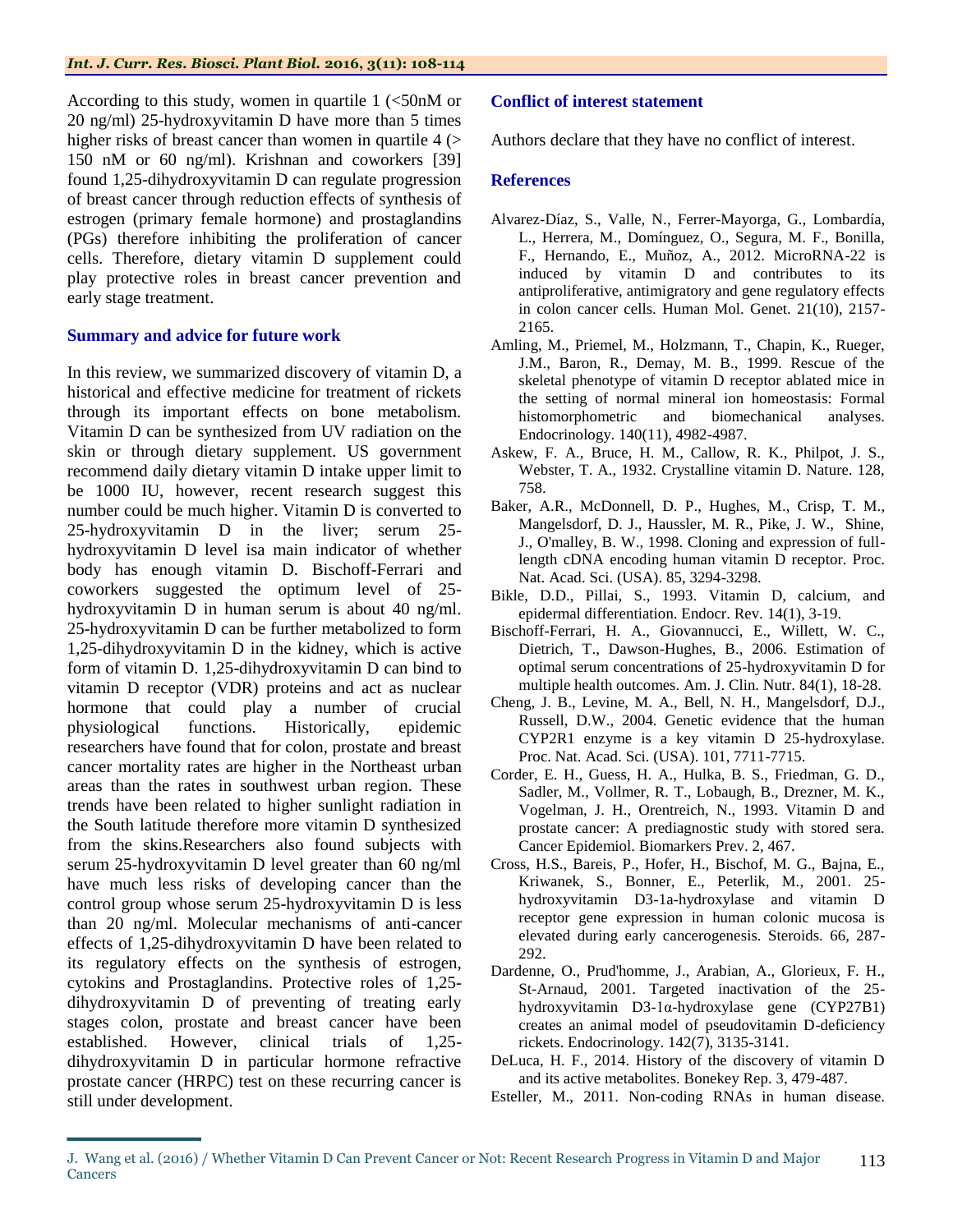According to this study, women in quartile 1 (<50nM or 20 ng/ml) 25-hydroxyvitamin D have more than 5 times higher risks of breast cancer than women in quartile 4 (> 150 nM or 60 ng/ml). Krishnan and coworkers [39] found 1,25-dihydroxyvitamin D can regulate progression of breast cancer through reduction effects of synthesis of estrogen (primary female hormone) and prostaglandins (PGs) therefore inhibiting the proliferation of cancer cells. Therefore, dietary vitamin D supplement could play protective roles in breast cancer prevention and early stage treatment.

## Summary and advice for future work

In this review, we summarized discovery of vitamin D, a historical and effective medicine for treatment of rickets through its important effects on bone metabolism. Vitamin D can be synthesized from UV radiation on the skin or through dietary supplement. US government recommend daily dietary vitamin D intake upper limit to be 1000 IU, however, recent research suggest this number could be much higher. Vitamin D is converted to 25-hydroxyvitamin D in the liver; serum 25-hydroxyvitamin D level isa main indicator of whether body has enough vitamin D. Bischoff-Ferrari and coworkers suggested the optimum level of 25-hydroxyvitamin D in human serum is about 40 ng/ml. 25-hydroxyvitamin D can be further metabolized to form 1,25-dihydroxyvitamin D in the kidney, which is active form of vitamin D. 1,25-dihydroxyvitamin D can bind to vitamin D receptor (VDR) proteins and act as nuclear hormone that could play a number of crucial physiological functions. Historically, epidemic researchers have found that for colon, prostate and breast cancer mortality rates are higher in the Northeast urban areas than the rates in southwest urban region. These trends have been related to higher sunlight radiation in the South latitude therefore more vitamin D synthesized from the skins.Researchers also found subjects with serum 25-hydroxyvitamin D level greater than 60 ng/ml have much less risks of developing cancer than the control group whose serum 25-hydroxyvitamin D is less than 20 ng/ml. Molecular mechanisms of anti-cancer effects of 1,25-dihydroxyvitamin D have been related to its regulatory effects on the synthesis of estrogen, cytokins and Prostaglandins. Protective roles of 1,25-dihydroxyvitamin D of preventing of treating early stages colon, prostate and breast cancer have been established. However, clinical trials of 1,25-dihydroxyvitamin D in particular hormone refractive prostate cancer (HRPC) test on these recurring cancer is still under development.

## Conflict of interest statement

Authors declare that they have no conflict of interest.

## References

Alvarez-Díaz, S., Valle, N., Ferrer-Mayorga, G., Lombardía, L., Herrera, M., Domínguez, O., Segura, M. F., Bonilla, F., Hernando, E., Muñoz, A., 2012. MicroRNA-22 is induced by vitamin D and contributes to its antiproliferative, antimigratory and gene regulatory effects in colon cancer cells. Human Mol. Genet. 21(10), 2157-2165.

Amling, M., Priemel, M., Holzmann, T., Chapin, K., Rueger, J.M., Baron, R., Demay, M. B., 1999. Rescue of the skeletal phenotype of vitamin D receptor ablated mice in the setting of normal mineral ion homeostasis: Formal histomorphometric and biomechanical analyses. Endocrinology. 140(11), 4982-4987.

Askew, F. A., Bruce, H. M., Callow, R. K., Philpot, J. S., Webster, T. A., 1932. Crystalline vitamin D. Nature. 128, 758.

Baker, A.R., McDonnell, D. P., Hughes, M., Crisp, T. M., Mangelsdorf, D. J., Haussler, M. R., Pike, J. W., Shine, J., O'malley, B. W., 1998. Cloning and expression of full-length cDNA encoding human vitamin D receptor. Proc. Nat. Acad. Sci. (USA). 85, 3294-3298.

Bikle, D.D., Pillai, S., 1993. Vitamin D, calcium, and epidermal differentiation. Endocr. Rev. 14(1), 3-19.

Bischoff-Ferrari, H. A., Giovannucci, E., Willett, W. C., Dietrich, T., Dawson-Hughes, B., 2006. Estimation of optimal serum concentrations of 25-hydroxyvitamin D for multiple health outcomes. Am. J. Clin. Nutr. 84(1), 18-28.

Cheng, J. B., Levine, M. A., Bell, N. H., Mangelsdorf, D.J., Russell, D.W., 2004. Genetic evidence that the human CYP2R1 enzyme is a key vitamin D 25-hydroxylase. Proc. Nat. Acad. Sci. (USA). 101, 7711-7715.

Corder, E. H., Guess, H. A., Hulka, B. S., Friedman, G. D., Sadler, M., Vollmer, R. T., Lobaugh, B., Drezner, M. K., Vogelman, J. H., Orentreich, N., 1993. Vitamin D and prostate cancer: A prediagnostic study with stored sera. Cancer Epidemiol. Biomarkers Prev. 2, 467.

Cross, H.S., Bareis, P., Hofer, H., Bischof, M. G., Bajna, E., Kriwanek, S., Bonner, E., Peterlik, M., 2001. 25-hydroxyvitamin D3-1a-hydroxylase and vitamin D receptor gene expression in human colonic mucosa is elevated during early cancerogenesis. Steroids. 66, 287-292.

Dardenne, O., Prud'homme, J., Arabian, A., Glorieux, F. H., St-Arnaud, 2001. Targeted inactivation of the 25-hydroxyvitamin D3-1α-hydroxylase gene (CYP27B1) creates an animal model of pseudovitamin D-deficiency rickets. Endocrinology. 142(7), 3135-3141.

DeLuca, H. F., 2014. History of the discovery of vitamin D and its active metabolites. Bonekey Rep. 3, 479-487.

Esteller, M., 2011. Non-coding RNAs in human disease.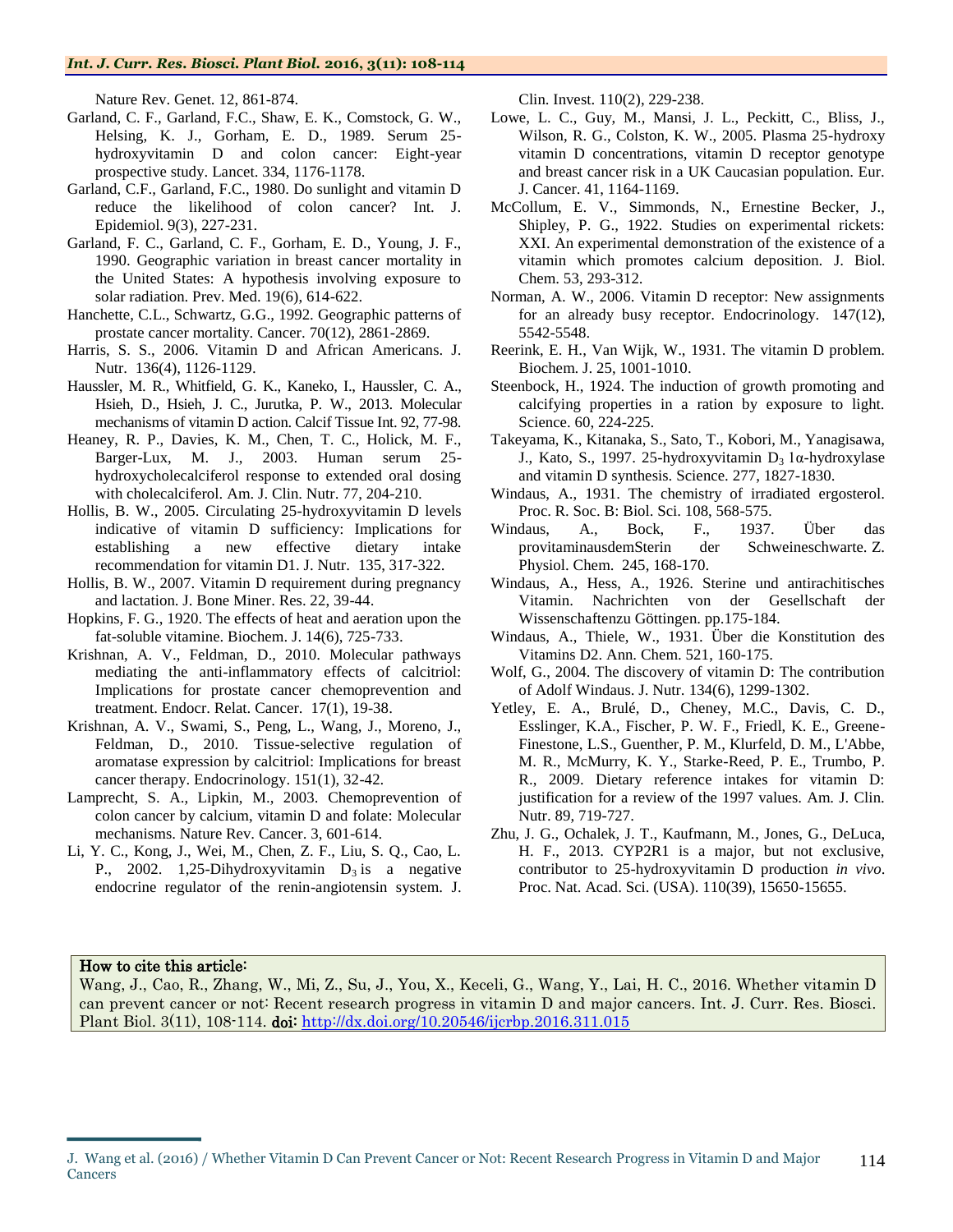Nature Rev. Genet. 12, 861-874.

Garland, C. F., Garland, F.C., Shaw, E. K., Comstock, G. W., Helsing, K. J., Gorham, E. D., 1989. Serum 25-hydroxyvitamin D and colon cancer: Eight-year prospective study. Lancet. 334, 1176-1178.

Garland, C.F., Garland, F.C., 1980. Do sunlight and vitamin D reduce the likelihood of colon cancer? Int. J. Epidemiol. 9(3), 227-231.

Garland, F. C., Garland, C. F., Gorham, E. D., Young, J. F., 1990. Geographic variation in breast cancer mortality in the United States: A hypothesis involving exposure to solar radiation. Prev. Med. 19(6), 614-622.

Hanchette, C.L., Schwartz, G.G., 1992. Geographic patterns of prostate cancer mortality. Cancer. 70(12), 2861-2869.

Harris, S. S., 2006. Vitamin D and African Americans. J. Nutr. 136(4), 1126-1129.

Haussler, M. R., Whitfield, G. K., Kaneko, I., Haussler, C. A., Hsieh, D., Hsieh, J. C., Jurutka, P. W., 2013. Molecular mechanisms of vitamin D action. Calcif Tissue Int. 92, 77-98.

Heaney, R. P., Davies, K. M., Chen, T. C., Holick, M. F., Barger-Lux, M. J., 2003. Human serum 25-hydroxycholecalciferol response to extended oral dosing with cholecalciferol. Am. J. Clin. Nutr. 77, 204-210.

Hollis, B. W., 2005. Circulating 25-hydroxyvitamin D levels indicative of vitamin D sufficiency: Implications for establishing a new effective dietary intake recommendation for vitamin D1. J. Nutr. 135, 317-322.

Hollis, B. W., 2007. Vitamin D requirement during pregnancy and lactation. J. Bone Miner. Res. 22, 39-44.

Hopkins, F. G., 1920. The effects of heat and aeration upon the fat-soluble vitamine. Biochem. J. 14(6), 725-733.

Krishnan, A. V., Feldman, D., 2010. Molecular pathways mediating the anti-inflammatory effects of calcitriol: Implications for prostate cancer chemoprevention and treatment. Endocr. Relat. Cancer. 17(1), 19-38.

Krishnan, A. V., Swami, S., Peng, L., Wang, J., Moreno, J., Feldman, D., 2010. Tissue-selective regulation of aromatase expression by calcitriol: Implications for breast cancer therapy. Endocrinology. 151(1), 32-42.

Lamprecht, S. A., Lipkin, M., 2003. Chemoprevention of colon cancer by calcium, vitamin D and folate: Molecular mechanisms. Nature Rev. Cancer. 3, 601-614.

Li, Y. C., Kong, J., Wei, M., Chen, Z. F., Liu, S. Q., Cao, L. P., 2002. 1,25-Dihydroxyvitamin $D_3$ is a negative endocrine regulator of the renin-angiotensin system. J. Clin. Invest. 110(2), 229-238.

Lowe, L. C., Guy, M., Mansi, J. L., Peckitt, C., Bliss, J., Wilson, R. G., Colston, K. W., 2005. Plasma 25-hydroxy vitamin D concentrations, vitamin D receptor genotype and breast cancer risk in a UK Caucasian population. Eur. J. Cancer. 41, 1164-1169.

McCollum, E. V., Simmonds, N., Ernestine Becker, J., Shipley, P. G., 1922. Studies on experimental rickets: XXI. An experimental demonstration of the existence of a vitamin which promotes calcium deposition. J. Biol. Chem. 53, 293-312.

Norman, A. W., 2006. Vitamin D receptor: New assignments for an already busy receptor. Endocrinology. 147(12), 5542-5548.

Reerink, E. H., Van Wijk, W., 1931. The vitamin D problem. Biochem. J. 25, 1001-1010.

Steenbock, H., 1924. The induction of growth promoting and calcifying properties in a ration by exposure to light. Science. 60, 224-225.

Takeyama, K., Kitanaka, S., Sato, T., Kobori, M., Yanagisawa, J., Kato, S., 1997. 25-hydroxyvitamin $D_3$ 1α-hydroxylase and vitamin D synthesis. Science. 277, 1827-1830.

Windaus, A., 1931. The chemistry of irradiated ergosterol. Proc. R. Soc. B: Biol. Sci. 108, 568-575.

Windaus, A., Bock, F., 1937. Über das provitaminausdemSterin der Schweineschwarte. Z. Physiol. Chem. 245, 168-170.

Windaus, A., Hess, A., 1926. Sterine und antirachitisches Vitamin. Nachrichten von der Gesellschaft der Wissenschaftenzu Göttingen. pp.175-184.

Windaus, A., Thiele, W., 1931. Über die Konstitution des Vitamins D2. Ann. Chem. 521, 160-175.

Wolf, G., 2004. The discovery of vitamin D: The contribution of Adolf Windaus. J. Nutr. 134(6), 1299-1302.

Yetley, E. A., Brulé, D., Cheney, M.C., Davis, C. D., Esslinger, K.A., Fischer, P. W. F., Friedl, K. E., Greene-Finestone, L.S., Guenther, P. M., Klurfeld, D. M., L'Abbe, M. R., McMurry, K. Y., Starke-Reed, P. E., Trumbo, P. R., 2009. Dietary reference intakes for vitamin D: justification for a review of the 1997 values. Am. J. Clin. Nutr. 89, 719-727.

Zhu, J. G., Ochalek, J. T., Kaufmann, M., Jones, G., DeLuca, H. F., 2013. CYP2R1 is a major, but not exclusive, contributor to 25-hydroxyvitamin D production *in vivo*. Proc. Nat. Acad. Sci. (USA). 110(39), 15650-15655.

**How to cite this article:**

Wang, J., Cao, R., Zhang, W., Mi, Z., Su, J., You, X., Keceli, G., Wang, Y., Lai, H. C., 2016. Whether vitamin D can prevent cancer or not: Recent research progress in vitamin D and major cancers. Int. J. Curr. Res. Biosci. Plant Biol. 3(11), 108-114. **doi:** http://dx.doi.org/10.20546/ijcrbp.2016.311.015